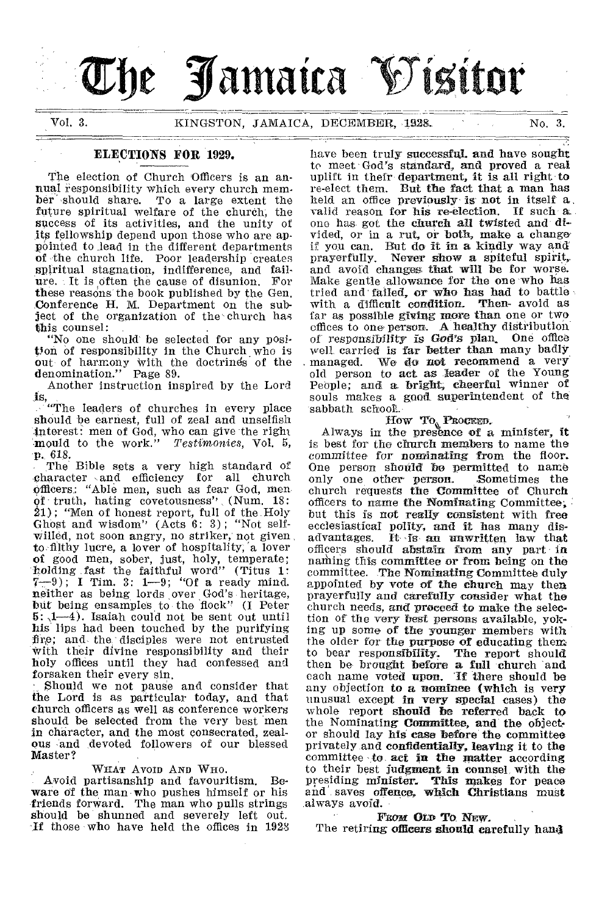# The Jamaica Visitor

Vol. 3. KINGSTON, JAMAICA, DECEMBER, 1928. No. 3.

## ELECTIONS FOR 1929.

The election of Church Officers is an annual responsibility which every church member should share. To a large extent the future spiritual welfare of the church, the success of its activities, and the unity of its fellowship depend upon those who are appointed to lead in the different departments of the church life. Poor leadership creates spiritual stagnation, indifference, and failure. It is often the cause of disunion. For these reasons the book published by the Gen. Conference H. M. Department on the subject of the organization of the church has this counsel:

"No one should be selected for any position of responsibility in the Church who is out of harmony with the doctrines of the denomination." Page 89.

Another instruction inspired by the Lord is,

"The leaders of churches in every place should be earnest, full of zeal and unselfish interest: men of God, who can give the right mould to the work." *Testimonies*, Vol. 5, p. 618.

The Bible sets a very high standard of character and efficiency for all church officers: "Able men, such as fear God, men of truth, hating covetousness" (Num. 18: 21); "Men of honest report, full of the Holy Ghost and wisdom" (Acts 6: 3); "Not self-willed, not soon angry, no striker, not given to filthy lucre, a lover of hospitality, a lover of good men, sober, just, holy, temperate; holding fast the faithful word" (Titus 1: 7—9); I Tim. 3: 1—9; "Of a ready mind, neither as being lords over God's heritage, but being ensamples to the flock" (I Peter 5: 1—4). Isaiah could not be sent out until his lips had been touched by the purifying fire; and the disciples were not entrusted with their divine responsibility and their holy offices until they had confessed and forsaken their every sin.

Should we not pause and consider that the Lord is as particular today, and that church officers as well as conference workers should be selected from the very best men in character, and the most consecrated, zealous and devoted followers of our blessed Master?

### WHAT AVOID AND WHO.

Avoid partisanship and favouritism. Beware of the man who pushes himself or his friends forward. The man who pulls strings should be shunned and severely left out. If those who have held the offices in 1928 have been truly successful and have sought to meet God's standard, and proved a real uplift in their department, it is all right to re-elect them. But the fact that a man has held an office previously is not in itself a valid reason for his re-election. If such a one has got the church all twisted and divided, or in a rut, or both, make a change if you can. But do it in a kindly way and prayerfully. Never show a spiteful spirit, and avoid changes that will be for worse. Make gentle allowance for the one who has tried and failed, or who has had to battle with a difficult condition. Then avoid as far as possible giving more than one or two offices to one person. A healthy distribution of responsibility is God's plan. One office well carried is far better than many badly managed. We do not recommend a very old person to act as leader of the Young People; and a bright, cheerful winner of souls makes a good superintendent of the sabbath school.

### HOW TO PROCEED.

Always in the presence of a minister, it is best for the church members to name the committee for nominating from the floor. One person should be permitted to name only one other person. Sometimes the church requests the Committee of Church officers to name the Nominating Committee, but this is not really consistent with free ecclesiastical polity, and it has many disadvantages. It is an unwritten law that officers should abstain from any part in naming this committee or from being on the committee. The Nominating Committee duly appointed by vote of the church may then prayerfully and carefully consider what the church needs, and proceed to make the selection of the very best persons available, yoking up some of the younger members with the older for the purpose of educating them to bear responsibility. The report should then be brought before a full church and each name voted upon. If there should be any objection to a nominee (which is very unusual except in very special cases) the whole report should be referred back to the Nominating Committee, and the objector should lay his case before the committee privately and confidentially, leaving it to the committee to act in the matter according to their best judgment in counsel with the presiding minister. This makes for peace and saves offence, which Christians must always avoid.

### FROM OLD TO NEW.

The retiring officers should carefully hand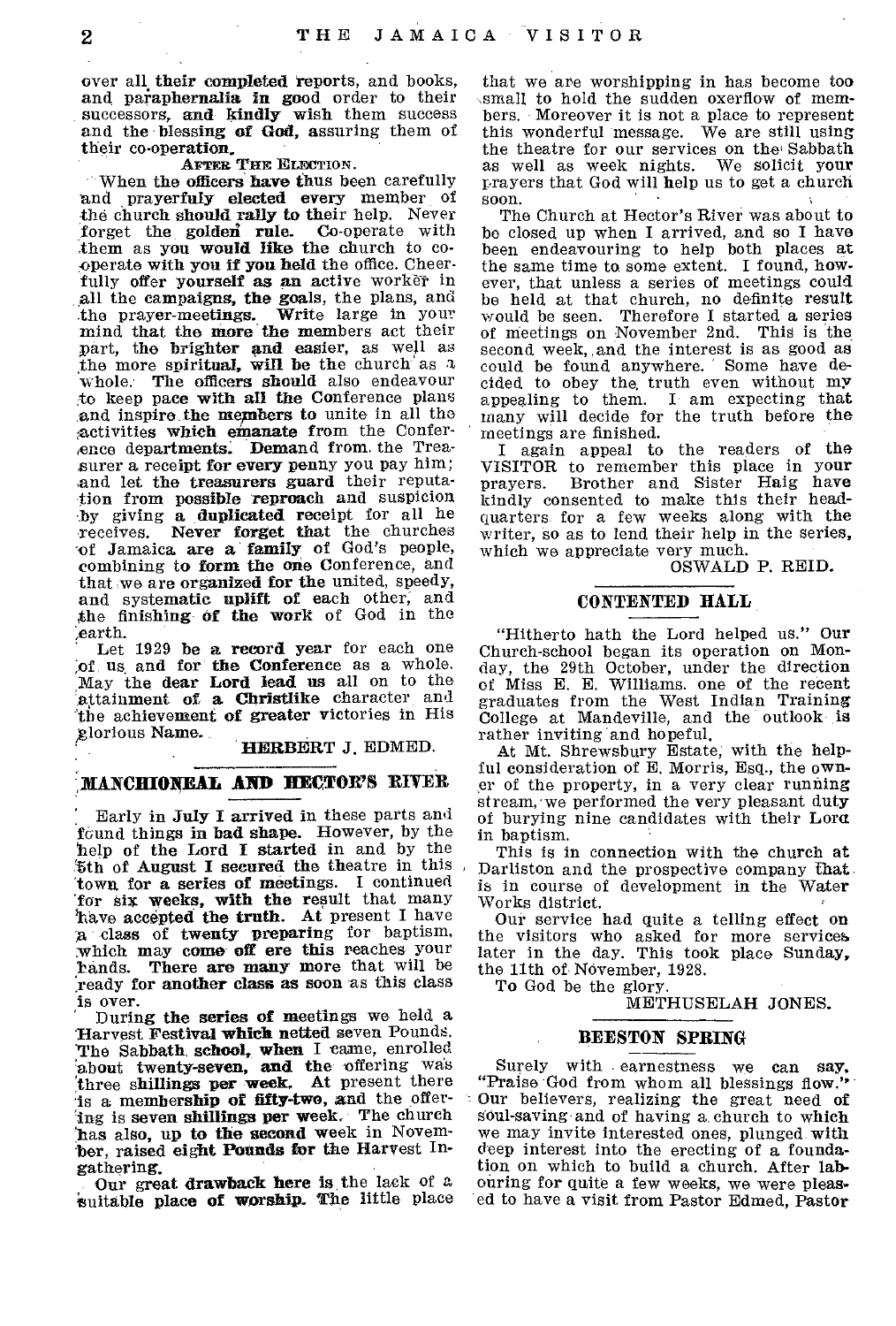over all their completed reports, and books, and paraphernalia in good order to their successors, and kindly wish them success and the blessing of God, assuring them of their co-operation.

AFTER THE ELECTION.

When the officers have thus been carefully and prayerfuly elected every member of the church should rally to their help. Never forget the golden rule. Co-operate with them as you would like the church to co-operate with you if you held the office. Cheerfully offer yourself as an active worker in all the campaigns, the goals, the plans, and the prayer-meetings. Write large in your mind that the more the members act their part, the brighter and easier, as well as the more spiritual, will be the church as a whole. The officers should also endeavour to keep pace with all the Conference plans and inspire the members to unite in all the activities which emanate from the Conference departments. Demand from the Treasurer a receipt for every penny you pay him; and let the treasurers guard their reputation from possible reproach and suspicion by giving a duplicated receipt for all he receives. Never forget that the churches of Jamaica are a family of God's people, combining to form the one Conference, and that we are organized for the united, speedy, and systematic uplift of each other, and the finishing of the work of God in the earth.

Let 1929 be a record year for each one of us and for the Conference as a whole. May the dear Lord lead us all on to the attainment of a Christlike character and the achievement of greater victories in His glorious Name.

HERBERT J. EDMED.

## MANCHIONEAL AND HECTOR'S RIVER

Early in July I arrived in these parts and found things in bad shape. However, by the help of the Lord I started in and by the 5th of August I secured the theatre in this town for a series of meetings. I continued for six weeks, with the result that many have accepted the truth. At present I have a class of twenty preparing for baptism, which may come off ere this reaches your hands. There are many more that will be ready for another class as soon as this class is over.

During the series of meetings we held a Harvest Festival which netted seven Pounds. The Sabbath school, when I came, enrolled about twenty-seven, and the offering was three shillings per week. At present there is a membership of fifty-two, and the offering is seven shillings per week. The church has also, up to the second week in November, raised eight Pounds for the Harvest Ingathering.

Our great drawback here is the lack of a suitable place of worship. The little place that we are worshipping in has become too small to hold the sudden oxerflow of members. Moreover it is not a place to represent this wonderful message. We are still using the theatre for our services on the Sabbath as well as week nights. We solicit your prayers that God will help us to get a church soon.

The Church at Hector's River was about to be closed up when I arrived, and so I have been endeavouring to help both places at the same time to some extent. I found, however, that unless a series of meetings could be held at that church, no definite result would be seen. Therefore I started a series of meetings on November 2nd. This is the second week, and the interest is as good as could be found anywhere. Some have decided to obey the truth even without my appealing to them. I am expecting that many will decide for the truth before the meetings are finished.

I again appeal to the readers of the VISITOR to remember this place in your prayers. Brother and Sister Haig have kindly consented to make this their headquarters for a few weeks along with the writer, so as to lend their help in the series, which we appreciate very much.

OSWALD P. REID.

## CONTENTED HALL

"Hitherto hath the Lord helped us." Our Church-school began its operation on Monday, the 29th October, under the direction of Miss E. E. Williams. one of the recent graduates from the West Indian Training College at Mandeville, and the outlook is rather inviting and hopeful.

At Mt. Shrewsbury Estate, with the helpful consideration of E. Morris, Esq., the owner of the property, in a very clear running stream, we performed the very pleasant duty of burying nine candidates with their Lord in baptism.

This is in connection with the church at Darliston and the prospective company that is in course of development in the Water Works district.

Our service had quite a telling effect on the visitors who asked for more services later in the day. This took place Sunday, the 11th of November, 1928.

To God be the glory.

METHUSELAH JONES.

## BEESTON SPRING

Surely with earnestness we can say, "Praise God from whom all blessings flow." Our believers, realizing the great need of soul-saving and of having a church to which we may invite interested ones, plunged with deep interest into the erecting of a foundation on which to build a church. After labouring for quite a few weeks, we were pleased to have a visit from Pastor Edmed, Pastor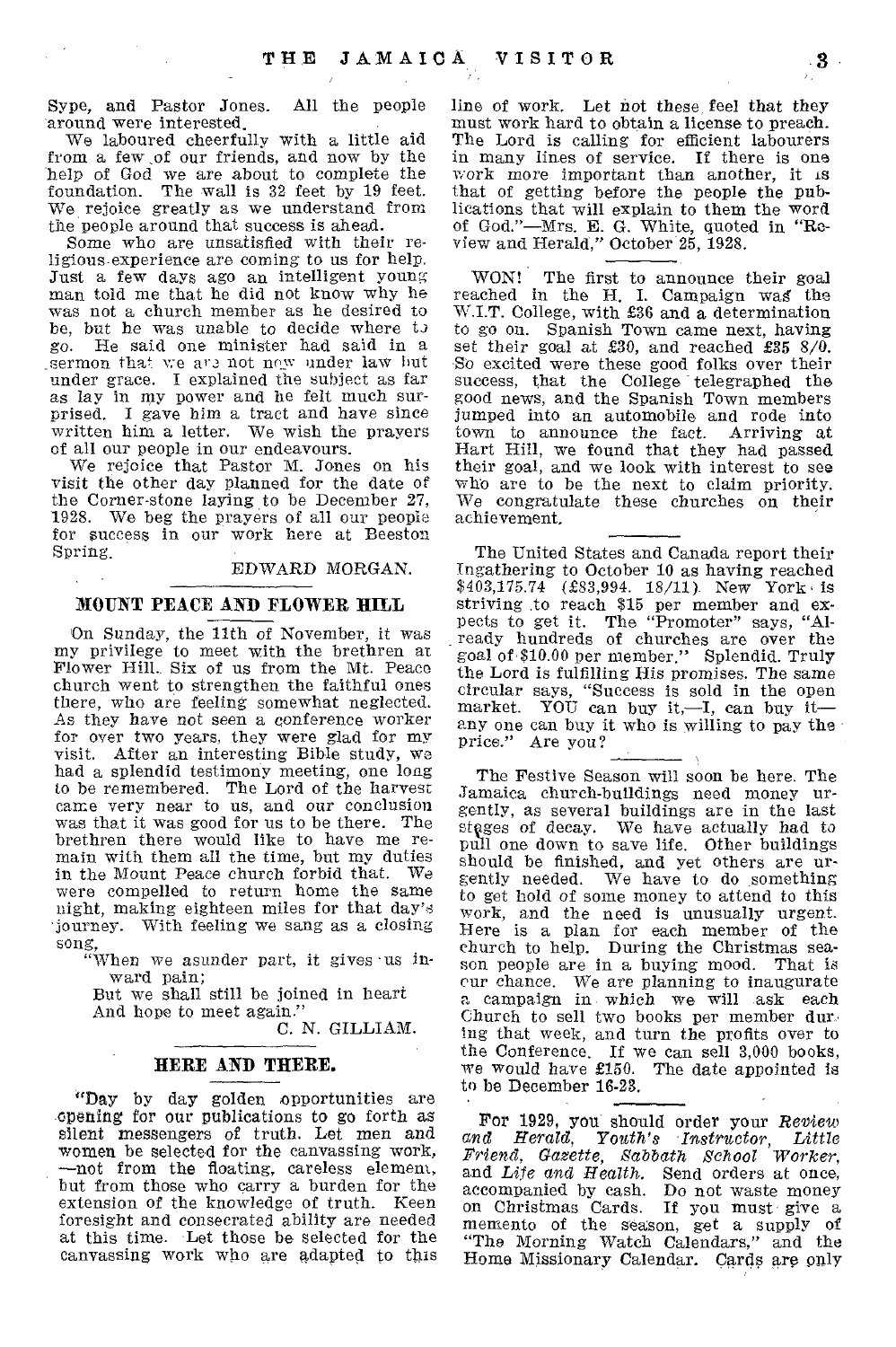Sype, and Pastor Jones. All the people around were interested.

We laboured cheerfully with a little aid from a few of our friends, and now by the help of God we are about to complete the foundation. The wall is 32 feet by 19 feet. We rejoice greatly as we understand from the people around that success is ahead.

Some who are unsatisfied with their religious experience are coming to us for help. Just a few days ago an intelligent young man told me that he did not know why he was not a church member as he desired to be, but he was unable to decide where to go. He said one minister had said in a sermon that we are not now under law but under grace. I explained the subject as far as lay in my power and he felt much surprised. I gave him a tract and have since written him a letter. We wish the prayers of all our people in our endeavours.

We rejoice that Pastor M. Jones on his visit the other day planned for the date of the Corner-stone laying to be December 27, 1928. We beg the prayers of all our people for success in our work here at Beeston Spring.

EDWARD MORGAN.

## MOUNT PEACE AND FLOWER HILL

On Sunday, the 11th of November, it was my privilege to meet with the brethren at Flower Hill. Six of us from the Mt. Peace church went to strengthen the faithful ones there, who are feeling somewhat neglected. As they have not seen a conference worker for over two years, they were glad for my visit. After an interesting Bible study, we had a splendid testimony meeting, one long to be remembered. The Lord of the harvest came very near to us, and our conclusion was that it was good for us to be there. The brethren there would like to have me remain with them all the time, but my duties in the Mount Peace church forbid that. We were compelled to return home the same night, making eighteen miles for that day's journey. With feeling we sang as a closing song,

"When we asunder part, it gives us inward pain;
But we shall still be joined in heart
And hope to meet again."

C. N. GILLIAM.

## HERE AND THERE.

"Day by day golden opportunities are opening for our publications to go forth as silent messengers of truth. Let men and women be selected for the canvassing work, —not from the floating, careless element, but from those who carry a burden for the extension of the knowledge of truth. Keen foresight and consecrated ability are needed at this time. Let those be selected for the canvassing work who are adapted to this line of work. Let not these feel that they must work hard to obtain a license to preach. The Lord is calling for efficient labourers in many lines of service. If there is one work more important than another, it is that of getting before the people the publications that will explain to them the word of God."—Mrs. E. G. White, quoted in "Review and Herald," October 25, 1928.

WON! The first to announce their goal reached in the H. I. Campaign was the W.I.T. College, with £36 and a determination to go on. Spanish Town came next, having set their goal at £30, and reached £35 8/0. So excited were these good folks over their success, that the College telegraphed the good news, and the Spanish Town members jumped into an automobile and rode into town to announce the fact. Arriving at Hart Hill, we found that they had passed their goal, and we look with interest to see who are to be the next to claim priority. We congratulate these churches on their achievement.

The United States and Canada report their Ingathering to October 10 as having reached $403,175.74 (£83,994. 18/11). New York is striving to reach $15 per member and expects to get it. The "Promoter" says, "Already hundreds of churches are over the goal of $10.00 per member." Splendid. Truly the Lord is fulfilling His promises. The same circular says, "Success is sold in the open market. YOU can buy it,—I, can buy it—any one can buy it who is willing to pay the price." Are you?

The Festive Season will soon be here. The Jamaica church-buildings need money urgently, as several buildings are in the last stages of decay. We have actually had to pull one down to save life. Other buildings should be finished, and yet others are urgently needed. We have to do something to get hold of some money to attend to this work, and the need is unusually urgent. Here is a plan for each member of the church to help. During the Christmas season people are in a buying mood. That is our chance. We are planning to inaugurate a campaign in which we will ask each Church to sell two books per member during that week, and turn the profits over to the Conference. If we can sell 3,000 books, we would have £150. The date appointed is to be December 16-23.

For 1929, you should order your *Review and Herald, Youth's Instructor, Little Friend, Gazette, Sabbath School Worker,* and *Life and Health.* Send orders at once, accompanied by cash. Do not waste money on Christmas Cards. If you must give a memento of the season, get a supply of "The Morning Watch Calendars," and the Home Missionary Calendar. Cards are only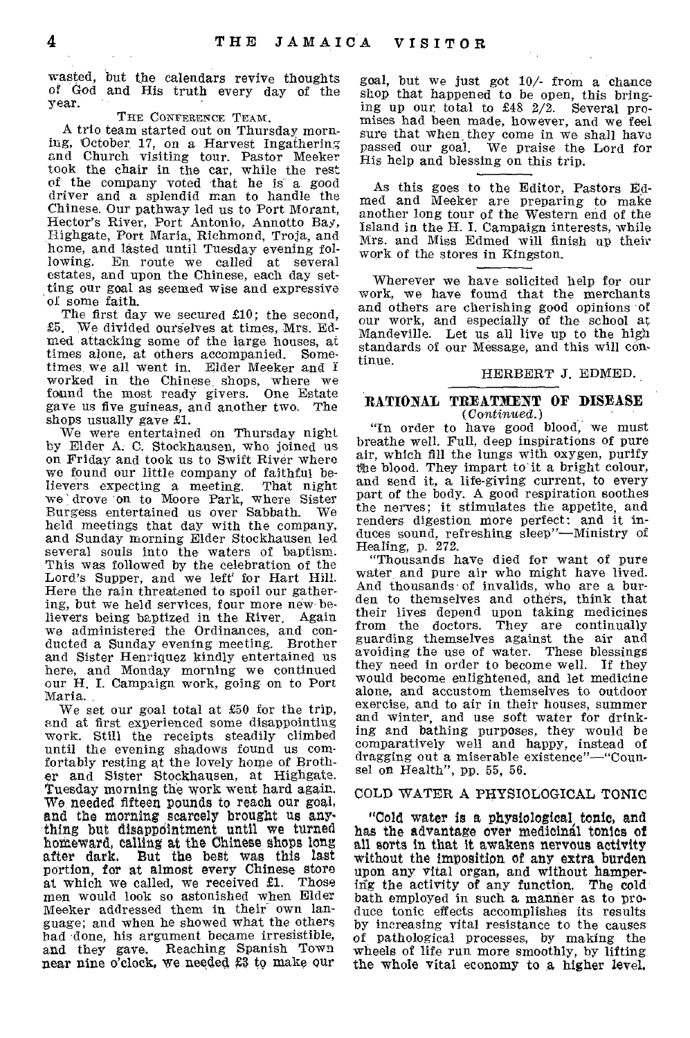wasted, but the calendars revive thoughts of God and His truth every day of the year.

THE CONFERENCE TEAM.

A trio team started out on Thursday morning, October 17, on a Harvest Ingathering and Church visiting tour. Pastor Meeker took the chair in the car, while the rest of the company voted that he is a good driver and a splendid man to handle the Chinese. Our pathway led us to Port Morant, Hector's River, Port Antonio, Annotto Bay, Highgate, Port Maria, Richmond, Troja, and home, and lasted until Tuesday evening following. En route we called at several estates, and upon the Chinese, each day setting our goal as seemed wise and expressive of some faith.

The first day we secured £10; the second, £5. We divided ourselves at times, Mrs. Edmed attacking some of the large houses, at times alone, at others accompanied. Sometimes we all went in. Elder Meeker and I worked in the Chinese shops, where we found the most ready givers. One Estate gave us five guineas, and another two. The shops usually gave £1.

We were entertained on Thursday night by Elder A. C. Stockhausen, who joined us on Friday and took us to Swift River where we found our little company of faithful believers expecting a meeting. That night we drove on to Moore Park, where Sister Burgess entertained us over Sabbath. We held meetings that day with the company, and Sunday morning Elder Stockhausen led several souls into the waters of baptism. This was followed by the celebration of the Lord's Supper, and we left for Hart Hill. Here the rain threatened to spoil our gathering, but we held services, four more new believers being baptized in the River. Again we administered the Ordinances, and conducted a Sunday evening meeting. Brother and Sister Henriquez kindly entertained us here, and Monday morning we continued our H. I. Campaign work, going on to Port Maria.

We set our goal total at £50 for the trip, and at first experienced some disappointing work. Still the receipts steadily climbed until the evening shadows found us comfortably resting at the lovely home of Brother and Sister Stockhausen, at Highgate. Tuesday morning the work went hard again. We needed fifteen pounds to reach our goal, and the morning scarcely brought us anything but disappointment until we turned homeward, calling at the Chinese shops long after dark. But the best was this last portion, for at almost every Chinese store at which we called, we received £1. Those men would look so astonished when Elder Meeker addressed them in their own language; and when he showed what the others had done, his argument became irresistible, and they gave. Reaching Spanish Town near nine o'clock, we needed £3 to make our goal, but we just got 10/- from a chance shop that happened to be open, this bringing up our total to £48 2/2. Several promises had been made, however, and we feel sure that when they come in we shall have passed our goal. We praise the Lord for His help and blessing on this trip.

---

As this goes to the Editor, Pastors Edmed and Meeker are preparing to make another long tour of the Western end of the Island in the H. I. Campaign interests, while Mrs. and Miss Edmed will finish up their work of the stores in Kingston.

---

Wherever we have solicited help for our work, we have found that the merchants and others are cherishing good opinions of our work, and especially of the school at Mandeville. Let us all live up to the high standards of our Message, and this will continue.

HERBERT J. EDMED.

## RATIONAL TREATMENT OF DISEASE

*(Continued.)*

"In order to have good blood, we must breathe well. Full, deep inspirations of pure air, which fill the lungs with oxygen, purify the blood. They impart to it a bright colour, and send it, a life-giving current, to every part of the body. A good respiration soothes the nerves; it stimulates the appetite, and renders digestion more perfect; and it induces sound, refreshing sleep"—Ministry of Healing, p. 272.

"Thousands have died for want of pure water and pure air who might have lived. And thousands of invalids, who are a burden to themselves and others, think that their lives depend upon taking medicines from the doctors. They are continually guarding themselves against the air and avoiding the use of water. These blessings they need in order to become well. If they would become enlightened, and let medicine alone, and accustom themselves to outdoor exercise, and to air in their houses, summer and winter, and use soft water for drinking and bathing purposes, they would be comparatively well and happy, instead of dragging out a miserable existence"—"Counsel on Health", pp. 55, 56.

### COLD WATER A PHYSIOLOGICAL TONIC

**"Cold water is a physiological tonic, and has the advantage over medicinal tonics of all sorts in that it awakens nervous activity without the imposition of any extra burden upon any vital organ, and without hampering the activity of any function. The cold bath employed in such a manner as to produce tonic effects accomplishes its results by increasing vital resistance to the causes of pathological processes, by making the wheels of life run more smoothly, by lifting the whole vital economy to a higher level.**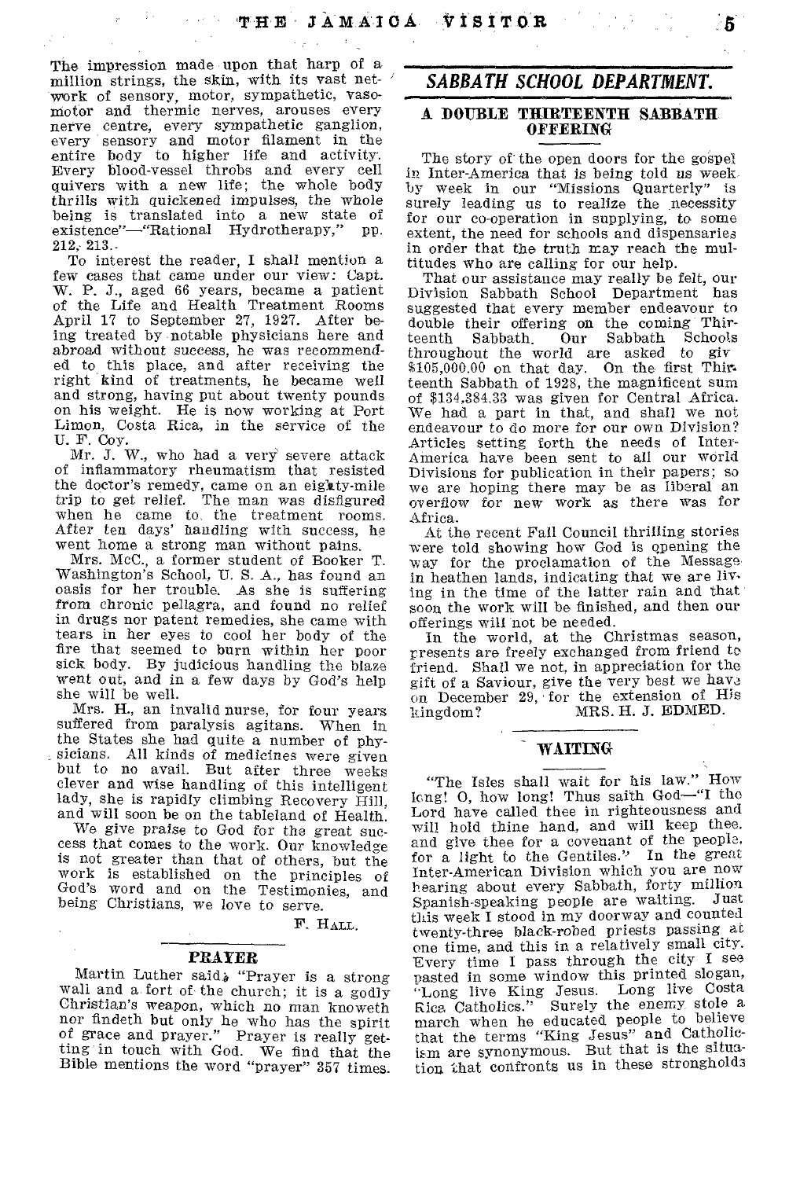The impression made upon that harp of a million strings, the skin, with its vast network of sensory, motor, sympathetic, vasomotor and thermic nerves, arouses every nerve centre, every sympathetic ganglion, every sensory and motor filament in the entire body to higher life and activity. Every blood-vessel throbs and every cell quivers with a new life; the whole body thrills with quickened impulses, the whole being is translated into a new state of existence"—"Rational Hydrotherapy," pp. 212, 213.

To interest the reader, I shall mention a few cases that came under our view: Capt. W. P. J., aged 66 years, became a patient of the Life and Health Treatment Rooms April 17 to September 27, 1927. After being treated by notable physicians here and abroad without success, he was recommended to this place, and after receiving the right kind of treatments, he became well and strong, having put about twenty pounds on his weight. He is now working at Port Limon, Costa Rica, in the service of the U. F. Coy.

Mr. J. W., who had a very severe attack of inflammatory rheumatism that resisted the doctor's remedy, came on an eighty-mile trip to get relief. The man was disfigured when he came to the treatment rooms. After ten days' handling with success, he went home a strong man without pains.

Mrs. McC., a former student of Booker T. Washington's School, U. S. A., has found an oasis for her trouble. As she is suffering from chronic pellagra, and found no relief in drugs nor patent remedies, she came with tears in her eyes to cool her body of the fire that seemed to burn within her poor sick body. By judicious handling the blaze went out, and in a few days by God's help she will be well.

Mrs. H., an invalid nurse, for four years suffered from paralysis agitans. When in the States she had quite a number of physicians. All kinds of medicines were given but to no avail. But after three weeks clever and wise handling of this intelligent lady, she is rapidly climbing Recovery Hill, and will soon be on the tableland of Health.

We give praise to God for the great success that comes to the work. Our knowledge is not greater than that of others, but the work is established on the principles of God's word and on the Testimonies, and being Christians, we love to serve.

F. HALL.

### PRAYER

Martin Luther said, "Prayer is a strong wall and a fort of the church; it is a godly Christian's weapon, which no man knoweth nor findeth but only he who has the spirit of grace and prayer." Prayer is really getting in touch with God. We find that the Bible mentions the word "prayer" 357 times.

## *SABBATH SCHOOL DEPARTMENT.*

### A DOUBLE THIRTEENTH SABBATH OFFERING

The story of the open doors for the gospel in Inter-America that is being told us week by week in our "Missions Quarterly" is surely leading us to realize the necessity for our co-operation in supplying, to some extent, the need for schools and dispensaries in order that the truth may reach the multitudes who are calling for our help.

That our assistance may really be felt, our Division Sabbath School Department has suggested that every member endeavour to double their offering on the coming Thirteenth Sabbath. Our Sabbath Schools throughout the world are asked to giv $105,000.00 on that day. On the first Thirteenth Sabbath of 1928, the magnificent sum of $134,384.33 was given for Central Africa. We had a part in that, and shall we not endeavour to do more for our own Division? Articles setting forth the needs of Inter-America have been sent to all our world Divisions for publication in their papers; so we are hoping there may be as liberal an overflow for new work as there was for Africa.

At the recent Fall Council thrilling stories were told showing how God is opening the way for the proclamation of the Message in heathen lands, indicating that we are living in the time of the latter rain and that soon the work will be finished, and then our offerings will not be needed.

In the world, at the Christmas season, presents are freely exchanged from friend to friend. Shall we not, in appreciation for the gift of a Saviour, give the very best we have on December 29, for the extension of His kingdom?

MRS. H. J. EDMED.

### WAITING

"The Isles shall wait for his law." How long! O, how long! Thus saith God—"I the Lord have called thee in righteousness and will hold thine hand, and will keep thee, and give thee for a covenant of the people, for a light to the Gentiles." In the great Inter-American Division which you are now hearing about every Sabbath, forty million Spanish-speaking people are waiting. Just this week I stood in my doorway and counted twenty-three black-robed priests passing at one time, and this in a relatively small city. Every time I pass through the city I see pasted in some window this printed slogan, "Long live King Jesus. Long live Costa Rica Catholics." Surely the enemy stole a march when he educated people to believe that the terms "King Jesus" and Catholicism are synonymous. But that is the situation that confronts us in these strongholds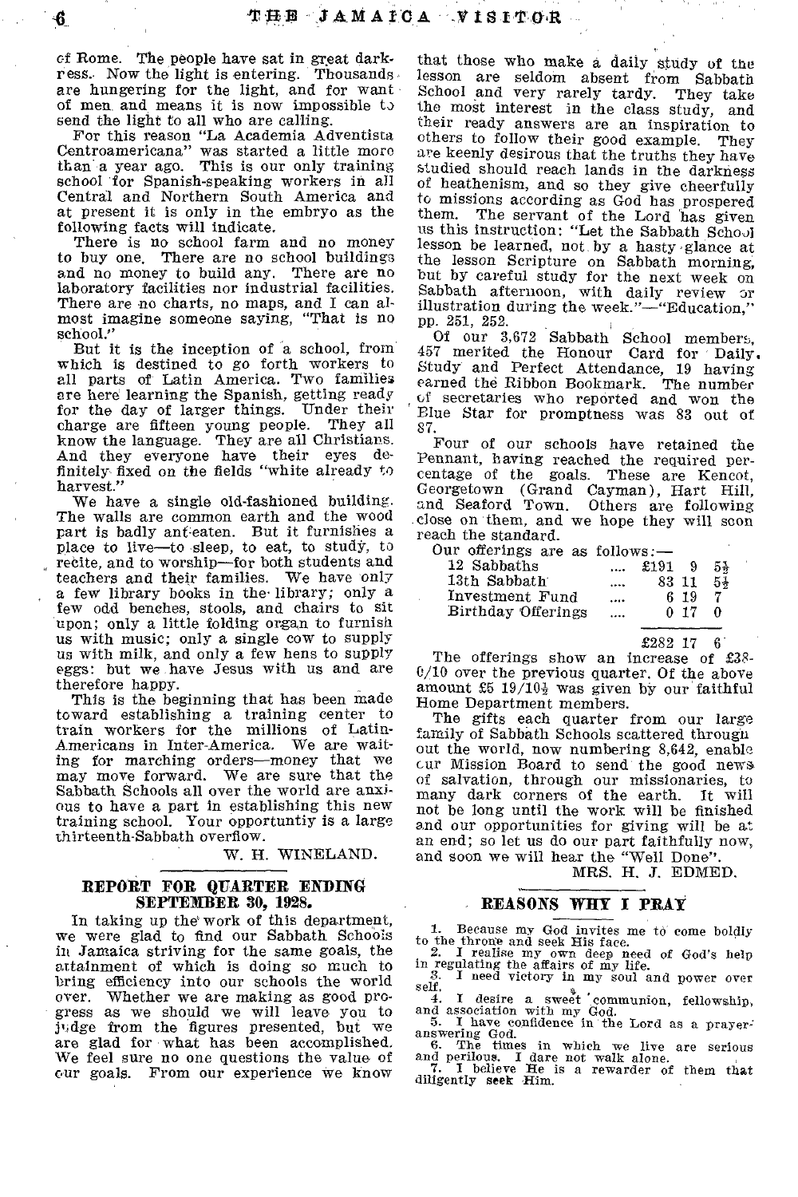of Rome. The people have sat in great darkness. Now the light is entering. Thousands are hungering for the light, and for want of men and means it is now impossible to send the light to all who are calling.

For this reason "La Academia Adventista Centroamericana" was started a little more than a year ago. This is our only training school for Spanish-speaking workers in all Central and Northern South America and at present it is only in the embryo as the following facts will indicate.

There is no school farm and no money to buy one. There are no school buildings and no money to build any. There are no laboratory facilities nor industrial facilities. There are no charts, no maps, and I can almost imagine someone saying, "That is no school."

But it is the inception of a school, from which is destined to go forth workers to all parts of Latin America. Two families are here learning the Spanish, getting ready for the day of larger things. Under their charge are fifteen young people. They all know the language. They are all Christians. And they everyone have their eyes definitely fixed on the fields "white already to harvest."

We have a single old-fashioned building. The walls are common earth and the wood part is badly ant-eaten. But it furnishes a place to live—to sleep, to eat, to study, to recite, and to worship—for both students and teachers and their families. We have only a few library books in the library; only a few odd benches, stools, and chairs to sit upon; only a little folding organ to furnish us with music; only a single cow to supply us with milk, and only a few hens to supply eggs: but we have Jesus with us and are therefore happy.

This is the beginning that has been made toward establishing a training center to train workers for the millions of Latin-Americans in Inter-America. We are waiting for marching orders—money that we may move forward. We are sure that the Sabbath Schools all over the world are anxious to have a part in establishing this new training school. Your opportuntiy is a large thirteenth-Sabbath overflow.

W. H. WINELAND.

## REPORT FOR QUARTER ENDING SEPTEMBER 30, 1928.

In taking up the work of this department, we were glad to find our Sabbath Schools in Jamaica striving for the same goals, the attainment of which is doing so much to bring efficiency into our schools the world over. Whether we are making as good progress as we should we will leave you to judge from the figures presented, but we are glad for what has been accomplished. We feel sure no one questions the value of our goals. From our experience we know that those who make a daily study of the lesson are seldom absent from Sabbath School and very rarely tardy. They take the most interest in the class study, and their ready answers are an inspiration to others to follow their good example. They are keenly desirous that the truths they have studied should reach lands in the darkness of heathenism, and so they give cheerfully to missions according as God has prospered them. The servant of the Lord has given us this instruction: "Let the Sabbath School lesson be learned, not by a hasty glance at the lesson Scripture on Sabbath morning, but by careful study for the next week on Sabbath afternoon, with daily review or illustration during the week."—"Education," pp. 251, 252.

Of our 3,672 Sabbath School members, 457 merited the Honour Card for Daily Study and Perfect Attendance, 19 having earned the Ribbon Bookmark. The number of secretaries who reported and won the Blue Star for promptness was 83 out of 87.

Four of our schools have retained the Pennant, having reached the required percentage of the goals. These are Kencot, Georgetown (Grand Cayman), Hart Hill, and Seaford Town. Others are following close on them, and we hope they will soon reach the standard.

Our offerings are as follows:—

| | | | | |
|---|---|---|---|---|
| 12 Sabbaths | .... | £191 | 9 | 5½ |
| 13th Sabbath | .... | 83 | 11 | 5½ |
| Investment Fund | .... | 6 | 19 | 7 |
| Birthday Offerings | .... | 0 | 17 | 0 |
| | | £282 | 17 | 6 |

The offerings show an increase of £38-0/10 over the previous quarter. Of the above amount £5 19/10½ was given by our faithful Home Department members.

The gifts each quarter from our large family of Sabbath Schools scattered throughout the world, now numbering 8,642, enable our Mission Board to send the good news of salvation, through our missionaries, to many dark corners of the earth. It will not be long until the work will be finished and our opportunities for giving will be at an end; so let us do our part faithfully now, and soon we will hear the "Well Done".

MRS. H. J. EDMED.

## REASONS WHY I PRAY

1. Because my God invites me to come boldly to the throne and seek His face.
2. I realise my own deep need of God's help in regulating the affairs of my life.
3. I need victory in my soul and power over self.
4. I desire a sweet communion, fellowship, and association with my God.
5. I have confidence in the Lord as a prayer-answering God.
6. The times in which we live are serious and perilous. I dare not walk alone.
7. I believe He is a rewarder of them that diligently seek Him.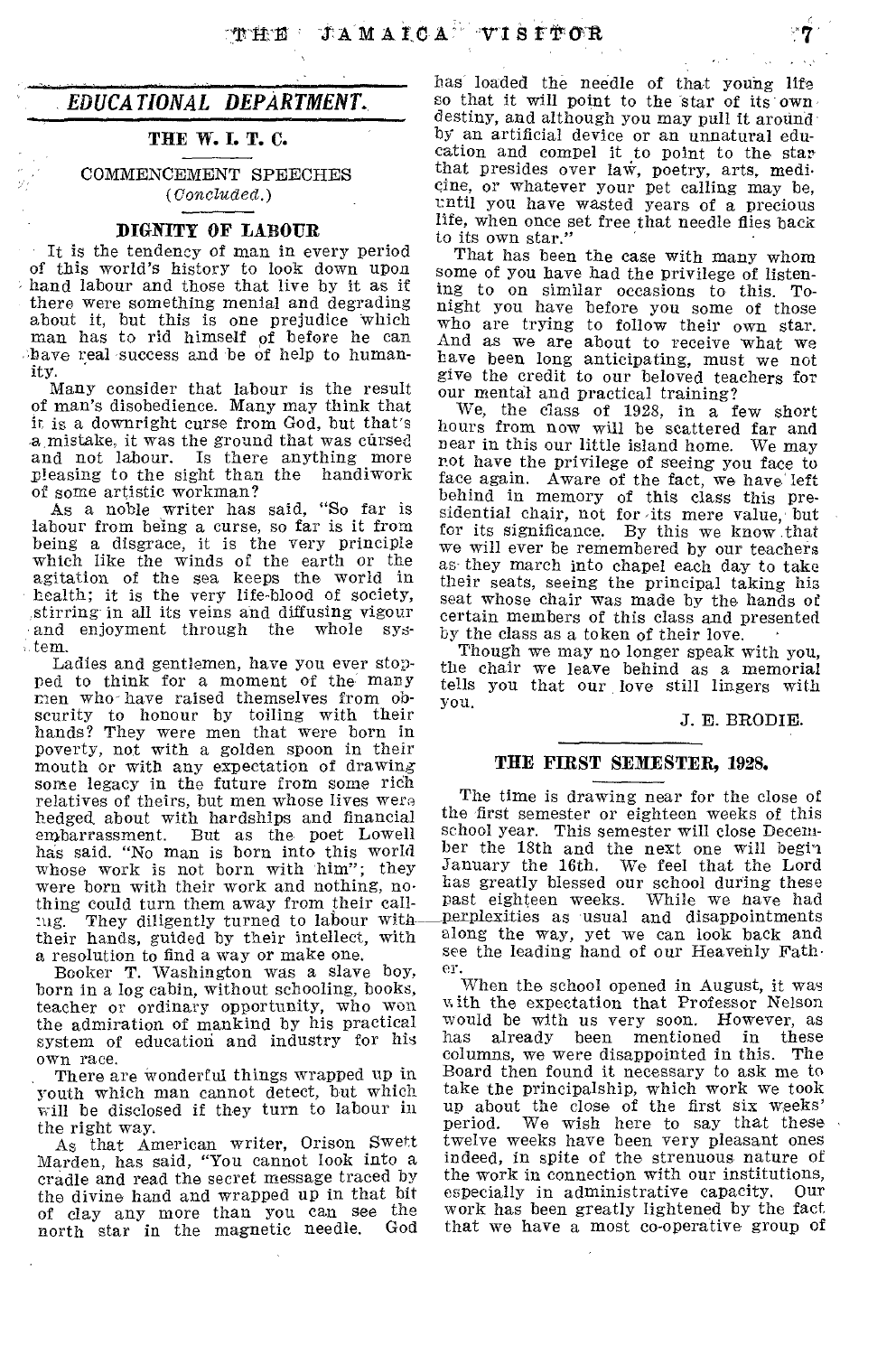## *EDUCATIONAL DEPARTMENT.*

### THE W. I. T. C.

COMMENCEMENT SPEECHES

(*Concluded.*)

### DIGNITY OF LABOUR

It is the tendency of man in every period of this world's history to look down upon hand labour and those that live by it as if there were something menial and degrading about it, but this is one prejudice which man has to rid himself of before he can have real success and be of help to humanity.

Many consider that labour is the result of man's disobedience. Many may think that it is a downright curse from God, but that's a mistake, it was the ground that was cursed and not labour. Is there anything more pleasing to the sight than the handiwork of some artistic workman?

As a noble writer has said, "So far is labour from being a curse, so far is it from being a disgrace, it is the very principle which like the winds of the earth or the agitation of the sea keeps the world in health; it is the very life-blood of society, stirring in all its veins and diffusing vigour and enjoyment through the whole system.

Ladies and gentlemen, have you ever stopped to think for a moment of the many men who have raised themselves from obscurity to honour by toiling with their hands? They were men that were born in poverty, not with a golden spoon in their mouth or with any expectation of drawing some legacy in the future from some rich relatives of theirs, but men whose lives were hedged about with hardships and financial embarrassment. But as the poet Lowell has said. "No man is born into this world whose work is not born with him"; they were born with their work and nothing, nothing could turn them away from their calling. They diligently turned to labour with their hands, guided by their intellect, with a resolution to find a way or make one.

Booker T. Washington was a slave boy, born in a log cabin, without schooling, books, teacher or ordinary opportunity, who won the admiration of mankind by his practical system of education and industry for his own race.

There are wonderful things wrapped up in youth which man cannot detect, but which will be disclosed if they turn to labour in the right way.

As that American writer, Orison Swett Marden, has said, "You cannot look into a cradle and read the secret message traced by the divine hand and wrapped up in that bit of clay any more than you can see the north star in the magnetic needle. God has loaded the needle of that young life so that it will point to the star of its own destiny, and although you may pull it around by an artificial device or an unnatural education and compel it to point to the star that presides over law, poetry, arts, medicine, or whatever your pet calling may be, until you have wasted years of a precious life, when once set free that needle flies back to its own star."

That has been the case with many whom some of you have had the privilege of listening to on similar occasions to this. Tonight you have before you some of those who are trying to follow their own star. And as we are about to receive what we have been long anticipating, must we not give the credit to our beloved teachers for our mental and practical training?

We, the class of 1928, in a few short hours from now will be scattered far and near in this our little island home. We may not have the privilege of seeing you face to face again. Aware of the fact, we have left behind in memory of this class this presidential chair, not for its mere value, but for its significance. By this we know that we will ever be remembered by our teachers as they march into chapel each day to take their seats, seeing the principal taking his seat whose chair was made by the hands of certain members of this class and presented by the class as a token of their love.

Though we may no longer speak with you, the chair we leave behind as a memorial tells you that our love still lingers with you.

J. E. BRODIE.

### THE FIRST SEMESTER, 1928.

The time is drawing near for the close of the first semester or eighteen weeks of this school year. This semester will close December the 18th and the next one will begin January the 16th. We feel that the Lord has greatly blessed our school during these past eighteen weeks. While we have had perplexities as usual and disappointments along the way, yet we can look back and see the leading hand of our Heavenly Father.

When the school opened in August, it was with the expectation that Professor Nelson would be with us very soon. However, as has already been mentioned in these columns, we were disappointed in this. The Board then found it necessary to ask me to take the principalship, which work we took up about the close of the first six weeks' period. We wish here to say that these twelve weeks have been very pleasant ones indeed, in spite of the strenuous nature of the work in connection with our institutions, especially in administrative capacity. Our work has been greatly lightened by the fact that we have a most co-operative group of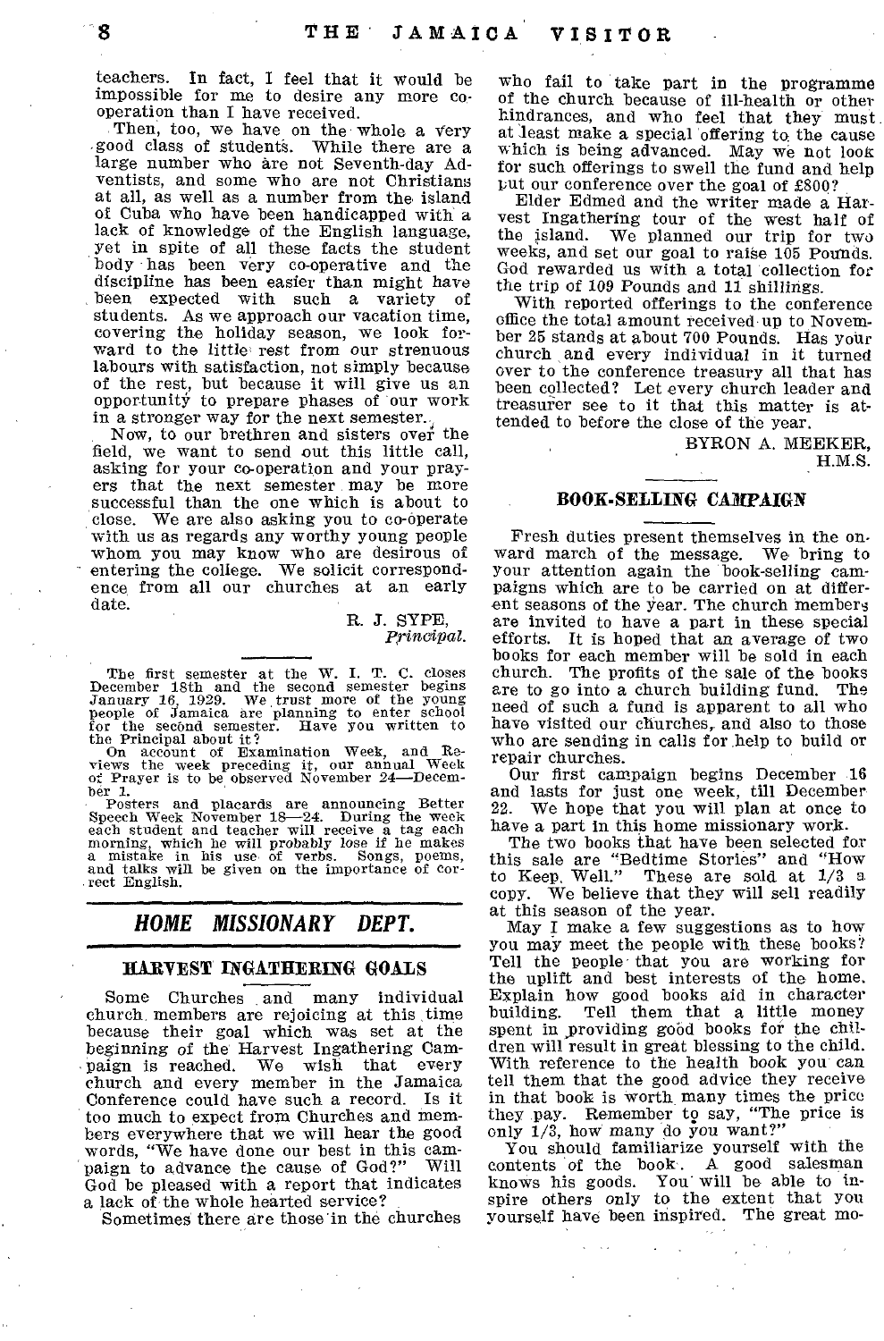teachers. In fact, I feel that it would be impossible for me to desire any more co-operation than I have received.

Then, too, we have on the whole a very good class of students. While there are a large number who are not Seventh-day Adventists, and some who are not Christians at all, as well as a number from the island of Cuba who have been handicapped with a lack of knowledge of the English language, yet in spite of all these facts the student body has been very co-operative and the discipline has been easier than might have been expected with such a variety of students. As we approach our vacation time, covering the holiday season, we look forward to the little rest from our strenuous labours with satisfaction, not simply because of the rest, but because it will give us an opportunity to prepare phases of our work in a stronger way for the next semester.

Now, to our brethren and sisters over the field, we want to send out this little call, asking for your co-operation and your prayers that the next semester may be more successful than the one which is about to close. We are also asking you to co-operate with us as regards any worthy young people whom you may know who are desirous of entering the college. We solicit correspondence from all our churches at an early date.

R. J. SYPE,
*Principal.*

---

The first semester at the W. I. T. C. closes December 18th and the second semester begins January 16, 1929. We trust more of the young people of Jamaica are planning to enter school for the second semester. Have you written to the Principal about it?

On account of Examination Week, and Reviews the week preceding it, our annual Week of Prayer is to be observed November 24—December 1.

Posters and placards are announcing Better Speech Week November 18—24. During the week each student and teacher will receive a tag each morning, which he will probably lose if he makes a mistake in his use of verbs. Songs, poems, and talks will be given on the importance of correct English.

## *HOME MISSIONARY DEPT.*

### HARVEST INGATHERING GOALS

Some Churches and many individual church members are rejoicing at this time because their goal which was set at the beginning of the Harvest Ingathering Campaign is reached. We wish that every church and every member in the Jamaica Conference could have such a record. Is it too much to expect from Churches and members everywhere that we will hear the good words, "We have done our best in this campaign to advance the cause of God?" Will God be pleased with a report that indicates a lack of the whole hearted service?

Sometimes there are those in the churches who fail to take part in the programme of the church because of ill-health or other hindrances, and who feel that they must at least make a special offering to the cause which is being advanced. May we not look for such offerings to swell the fund and help put our conference over the goal of £800?

Elder Edmed and the writer made a Harvest Ingathering tour of the west half of the island. We planned our trip for two weeks, and set our goal to raise 105 Pounds. God rewarded us with a total collection for the trip of 109 Pounds and 11 shillings.

With reported offerings to the conference office the total amount received up to November 25 stands at about 700 Pounds. Has your church and every individual in it turned over to the conference treasury all that has been collected? Let every church leader and treasurer see to it that this matter is attended to before the close of the year.

BYRON A. MEEKER,
H.M.S.

### BOOK-SELLING CAMPAIGN

Fresh duties present themselves in the onward march of the message. We bring to your attention again the book-selling campaigns which are to be carried on at different seasons of the year. The church members are invited to have a part in these special efforts. It is hoped that an average of two books for each member will be sold in each church. The profits of the sale of the books are to go into a church building fund. The need of such a fund is apparent to all who have visited our churches, and also to those who are sending in calls for help to build or repair churches.

Our first campaign begins December 16 and lasts for just one week, till December 22. We hope that you will plan at once to have a part in this home missionary work.

The two books that have been selected for this sale are "Bedtime Stories" and "How to Keep Well." These are sold at 1/3 a copy. We believe that they will sell readily at this season of the year.

May I make a few suggestions as to how you may meet the people with these books? Tell the people that you are working for the uplift and best interests of the home. Explain how good books aid in character building. Tell them that a little money spent in providing good books for the children will result in great blessing to the child. With reference to the health book you can tell them that the good advice they receive in that book is worth many times the price they pay. Remember to say, "The price is only 1/3, how many do you want?"

You should familiarize yourself with the contents of the book. A good salesman knows his goods. You will be able to inspire others only to the extent that you yourself have been inspired. The great mo-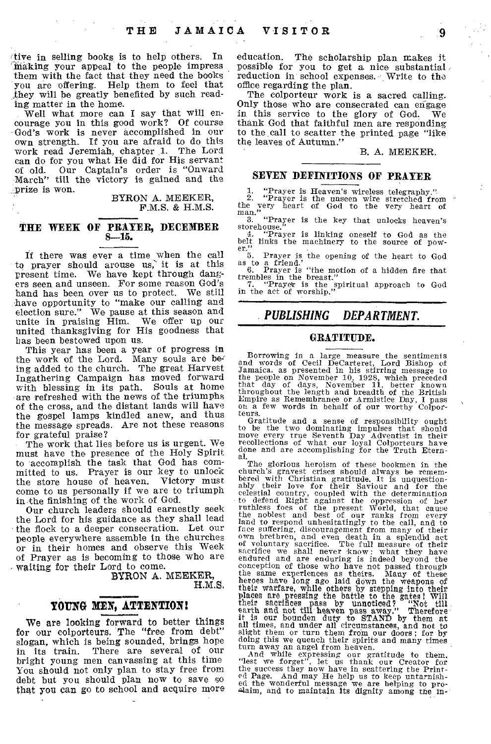tive in selling books is to help others. In making your appeal to the people impress them with the fact that they need the books you are offering. Help them to feel that they will be greatly benefited by such reading matter in the home.

Well what more can I say that will encourage you in this good work? Of course God's work is never accomplished in our own strength. If you are afraid to do this work read Jeremiah, chapter 1. The Lord can do for you what He did for His servant of old. Our Captain's order is "Onward March" till the victory is gained and the prize is won.

BYRON A. MEEKER,
F.M.S. & H.M.S.

## THE WEEK OF PRAYER, DECEMBER 8—15.

If there was ever a time when the call to prayer should arouse us, it is at this present time. We have kept through dangers seen and unseen. For some reason God's hand has been over us to protect. We still have opportunity to "make our calling and election sure." We pause at this season and unite in praising Him. We offer up our united thanksgiving for His goodness that has been bestowed upon us.

This year has been a year of progress in the work of the Lord. Many souls are being added to the church. The great Harvest Ingathering Campaign has moved forward with blessing in its path. Souls at home are refreshed with the news of the triumphs of the cross, and the distant lands will have the gospel lamps kindled anew, and thus the message spreads. Are not these reasons for grateful praise?

The work that lies before us is urgent. We must have the presence of the Holy Spirit to accomplish the task that God has committed to us. Prayer is our key to unlock the store house of heaven. Victory must come to us personally if we are to triumph in the finishing of the work of God.

Our church leaders should earnestly seek the Lord for his guidance as they shall lead the flock to a deeper consecration. Let our people everywhere assemble in the churches or in their homes and observe this Week of Prayer as is becoming to those who are waiting for their Lord to come.

BYRON A. MEEKER,
H.M.S.

## YOUNG MEN, ATTENTION!

We are looking forward to better things for our colporteurs. The "free from debt" slogan, which is being sounded, brings hope in its train. There are several of our bright young men canvassing at this time You should not only plan to stay free from debt but you should plan now to save so that you can go to school and acquire more education. The scholarship plan makes it possible for you to get a nice substantial reduction in school expenses. Write to the office regarding the plan.

The colporteur work is a sacred calling. Only those who are consecrated can engage in this service to the glory of God. We thank God that faithful men are responding to the call to scatter the printed page "like the leaves of Autumn."

B. A. MEEKER.

## SEVEN DEFINITIONS OF PRAYER

1. "Prayer is Heaven's wireless telegraphy."
2. "Prayer is the unseen wire stretched from the very heart of God to the very heart of man."
3. "Prayer is the key that unlocks heaven's storehouse."
4. "Prayer is linking oneself to God as the belt links the machinery to the source of power."
5. Prayer is the opening of the heart to God as to a friend.'
6. Prayer is "the motion of a hidden fire that trembles in the breast."
7. "Prayer is the spiritual approach to God in the act of worship."

# *PUBLISHING DEPARTMENT.*

## GRATITUDE.

Borrowing in a large measure the sentiments and words of Cecil DeCarteret, Lord Bishop of Jamaica, as presented in his stirring message to the people on November 10, 1928, which preceded that day of days, November 11, better known throughout the length and breadth of the British Empire as Remembrance or Armistice Day, I pass on a few words in behalf of our worthy Colporteurs.

Gratitude and a sense of responsibility ought to be the two dominating impulses that should move every true Seventh Day Adventist in their recollections of what our loyal Colporteurs have done and are accomplishing for the Truth Eternal.

The glorious heroism of these bookmen in the church's gravest crises should always be remembered with Christian gratitude. It is unquestionably their love for their Saviour and for the celestial country, coupled with the determination to defend Right against the oppression of her ruthless foes of the present World, that cause the noblest and best of our ranks from every land to respond unhesitatingly to the call, and to face suffering, discouragement from many of their own brethren, and even death in a splendid act of voluntary sacrifice. The full measure of their sacrifice we shall never know: what they have endured and are enduring is indeed beyond the conception of those who have not passed through the same experiences as theirs. Many of these heroes have long ago laid down the weapons of their warfare, while others by stepping into their places are pressing the battle to the gates! Will their sacrifices pass by unnoticed? "Not till earth and not till heaven pass away." Therefore it is our bounden duty to STAND by them at all times, and under all circumstances, and not to slight them or turn them from our doors; for by doing this we quench their spirits and many times turn away an angel from heaven.

And while expressing our gratitude to them, "lest we forget", let us thank our Creator for the success they now have in scattering the Printed Page. And may He help us to keep untarnished the wonderful message we are helping to proclaim, and to maintain its dignity among the in-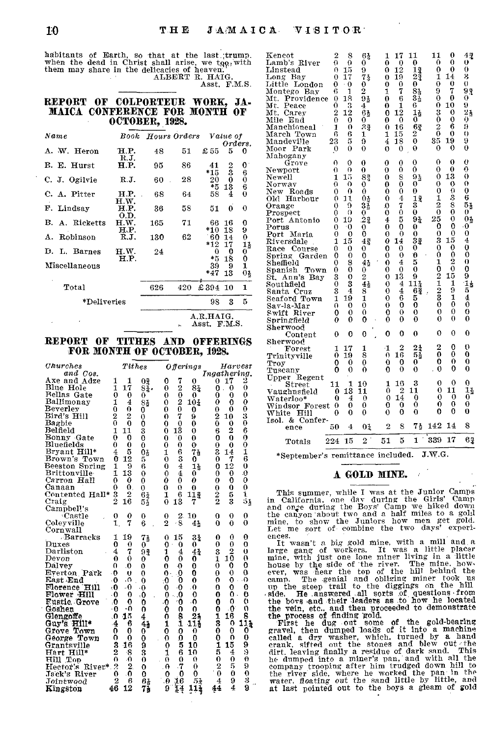habitants of Earth, so that at the last trump, when the dead in Christ shall arise, we too, with them may share in the delicacies of heaven.

ALBERT R. HAIG,
Asst. F.M.S.

## REPORT OF COLPORTEUR WORK, JAMAICA CONFERENCE FOR MONTH OF OCTOBER, 1928.

| Name | Book | Hours | Orders | Value of Orders. |
|---|---|---|---|---|
| A. W. Heron | H.P. R.J. | 48 | 51 | £55 5 0 |
| B. E. Hurst | H.P. | 95 | 86 | 41 2 0 / *15 3 6 |
| C. J. Ogilvie | R.J. | 60 | 28 | 20 0 0 / *5 13 6 |
| C. A. Pitter | H.P. H.W. | 68 | 64 | 58 4 0 |
| F. Lindsay | H.P. O.D. | 36 | 58 | 51 0 0 |
| B. A. Ricketts | H.W. H.P. | 165 | 71 | 66 16 0 / *10 18 9 |
| A. Robinson | R.J. | 130 | 62 | 60 14 0 / *12 17 1½ |
| D. L. Barnes | H.W. H.P. | 24 | | 0 0 0 / *5 18 0 |
| Miscellaneous | | | | 39 9 1 / *47 13 0½ |
| Total | | 626 | 420 | £394 10 1 |
| *Deliveries | | | | 98 3 5 |

A.R.HAIG,
Asst. F.M.S.

## REPORT OF TITHES AND OFFERINGS FOR MONTH OF OCTOBER, 1928.

| Churches and Cos. | Tithes | | | Offerings | | | Harvest Ingathering. | | |
|---|---|---|---|---|---|---|---|---|---|
| Axe and Adze | 1 | 1 | 0¾ | 0 | 7 | 0 | 0 | 17 | 2 |
| Blue Hole | 1 | 17 | 8¼ | 0 | 2 | 8¼ | 0 | 0 | 0 |
| Bellas Gate | 0 | 0 | 0 | 0 | 0 | 0 | 0 | 0 | 0 |
| Ballimonay | 1 | 4 | 8½ | 0 | 2 | 10¼ | 0 | 0 | 0 |
| Beverley | 0 | 0 | 0 | 0 | 0 | 0 | 0 | 0 | 0 |
| Bird's Hill | 2 | 2 | 0 | 0 | 7 | 9 | 2 | 10 | 3 |
| Bagbie | 0 | 0 | 0 | 0 | 0 | 0 | 0 | 0 | 0 |
| Belfield | 1 | 11 | 3 | 0 | 13 | 0 | 6 | 2 | 6 |
| Bonny Gate | 0 | 0 | 0 | 0 | 0 | 0 | 0 | 0 | 0 |
| Bluefields | 0 | 0 | 0 | 0 | 0 | 0 | 0 | 0 | 0 |
| Bryant Hill* | 4 | 5 | 0½ | 1 | 6 | 7½ | 3 | 14 | 1 |
| Brown's Town | 0 | 12 | 5 | 0 | 3 | 0 | 0 | 7 | 6 |
| Beeston Spring | 1 | 9 | 6 | 0 | 4 | 1½ | 0 | 12 | 0 |
| Brittonville | 1 | 13 | 0 | 0 | 4 | 0 | 0 | 0 | 0 |
| Carron Hall | 0 | 0 | 0 | 0 | 0 | 0 | 0 | 0 | 0 |
| Canaan | 0 | 0 | 0 | 0 | 0 | 0 | 0 | 0 | 0 |
| Contented Hall* | 3 | 2 | 6½ | 1 | 6 | 11¾ | 2 | 5 | 1 |
| Craig | 2 | 16 | 5½ | 0 | 13 | 7 | 2 | 3 | 5½ |
| Campbell's Castle | 0 | 0 | 0 | 0 | 2 | 10 | 0 | 0 | 0 |
| Coleyville | 1 | 7 | 6 | 2 | 8 | 4½ | 0 | 0 | 0 |
| Cornwall Barracks | 1 | 19 | 7½ | 0 | 15 | 3½ | 0 | 0 | 0 |
| Duxes | 0 | 0 | 0 | 0 | 0 | 0 | 0 | 0 | 0 |
| Darliston | 4 | 7 | 9¾ | 1 | 4 | 4½ | 3 | 2 | 0 |
| Devon | 0 | 0 | 0 | 0 | 0 | 0 | 1 | 10 | 0 |
| Dalvey | 0 | 0 | 0 | 0 | 0 | 0 | 0 | 0 | 0 |
| Everton Park | 0 | 0 | 0 | 0 | 0 | 0 | 0 | 0 | 0 |
| East End | 0 | 0 | 0 | 0 | 0 | 0 | 0 | 0 | 0 |
| Florence Hill | 0 | 0 | 0 | 0 | 0 | 0 | 0 | 0 | 0 |
| Flower Hill | 0 | 0 | 0 | 0 | 0 | 0 | 0 | 0 | 0 |
| Fustic Grove | 0 | 0 | 0 | 0 | 0 | 0 | 0 | 0 | 0 |
| Goshen | 0 | 0 | 0 | 0 | 0 | 0 | 0 | 0 | 0 |
| Glengoffe | 0 | 15 | 4 | 0 | 8 | 2½ | 1 | 16 | 8 |
| Guy's Hill* | 4 | 6 | 4½ | 1 | 1 | 11½ | 3 | 0 | 11¾ |
| Grove Town | 0 | 0 | 0 | 0 | 0 | 0 | 0 | 0 | 0 |
| George Town | 0 | 0 | 0 | 0 | 0 | 0 | 0 | 0 | 0 |
| Grantsville | 3 | 16 | 9 | 0 | 5 | 10 | 1 | 15 | 9 |
| Hart Hill* | 2 | 8 | 3 | 1 | 6 | 10 | 5 | 4 | 9 |
| Hill Top | 0 | 0 | 0 | 0 | 0 | 0 | 0 | 0 | 0 |
| Hector's River* | 2 | 2 | 0 | 0 | 7 | 0 | 2 | 5 | 9 |
| Jack's River | 0 | 0 | 0 | 0 | 0 | 0 | 0 | 0 | 0 |
| Jointwood | 2 | 6 | 6½ | 0 | 16 | 5½ | 4 | 9 | 3 |
| Kingston | 46 | 12 | 7½ | 9 | 14 | 11¼ | 44 | 4 | 9 |
| Kencot | 2 | 8 | 6½ | 1 | 17 | 11 | 11 | 0 | 4¾ |
| Lamb's River | 0 | 0 | 0 | 0 | 0 | 0 | 0 | 0 | 0 |
| Linstead | 0 | 15 | 9 | 0 | 12 | 1¾ | 0 | 0 | 0 |
| Long Bay | 0 | 17 | 7½ | 0 | 19 | 2¾ | 1 | 14 | 3 |
| Little London | 0 | 0 | 0 | 0 | 0 | 0 | 0 | 0 | 0 |
| Montego Bay | 6 | 1 | 2 | 1 | 7 | 8½ | 9 | 7 | 9¾ |
| Mt. Providence | 0 | 18 | 9½ | 0 | 6 | 3½ | 0 | 0 | 0 |
| Mt. Peace | 0 | 3 | 4 | 0 | 1 | 6 | 0 | 10 | 9 |
| Mt. Carey | 2 | 12 | 6½ | 0 | 12 | 1½ | 3 | 0 | 2½ |
| Mile End | 0 | 0 | 0 | 0 | 0 | 0 | 0 | 0 | 0 |
| Manchioneal | 1 | 0 | 2¾ | 0 | 16 | 6¾ | 2 | 6 | 9 |
| March Town | 6 | 6 | 1 | 1 | 15 | 2 | 0 | 0 | 0 |
| Mandeville | 23 | 5 | 9 | 4 | 18 | 0 | 35 | 19 | 9 |
| Moor Park | 0 | 0 | 0 | 0 | 0 | 0 | 0 | 0 | 0 |
| Mahogany Grove | 0 | 0 | 0 | 0 | 0 | 0 | 0 | 0 | 0 |
| Newport | 0 | 0 | 0 | 0 | 0 | 0 | 0 | 0 | 0 |
| Newell | 1 | 15 | 8¾ | 0 | 8 | 9½ | 0 | 13 | 0 |
| Norway | 0 | 0 | 0 | 0 | 0 | 0 | 0 | 0 | 0 |
| New Roads | 0 | 0 | 0 | 0 | 0 | 0 | 0 | 0 | 0 |
| Old Harbour | 0 | 11 | 0½ | 0 | 4 | 1¾ | 1 | 3 | 6 |
| Orange | 0 | 9 | 3½ | 0 | 7 | 3 | 2 | 8 | 5½ |
| Prospect | 0 | 0 | 0 | 0 | 0 | 0 | 0 | 0 | 0 |
| Port Antonio | 0 | 19 | 2¾ | 4 | 5 | 9½ | 25 | 0 | 0½ |
| Porus | 0 | 0 | 0 | 0 | 0 | 0 | 0 | 0 | 0 |
| Port Maria | 0 | 0 | 0 | 0 | 0 | 0 | 0 | 0 | 0 |
| Riversdale | 1 | 15 | 4¾ | 0 | 14 | 3¾ | 3 | 15 | 4 |
| Race Course | 0 | 0 | 0 | 0 | 0 | 0 | 0 | 0 | 0 |
| Spring Garden | 0 | 0 | 0 | 0 | 0 | 0 | 0 | 0 | 0 |
| Sheffield | 0 | 8 | 4½ | 0 | 4 | 5 | 1 | 2 | 0 |
| Spanish Town | 0 | 0 | 0 | 0 | 0 | 0 | 0 | 0 | 0 |
| St. Ann's Bay | 3 | 0 | 2 | 0 | 13 | 9 | 2 | 15 | 9 |
| Southfield | 0 | 3 | 4½ | 0 | 4 | 11¼ | 1 | 1 | 1½ |
| Santa Cruz | 3 | 4 | 8 | 0 | 4 | 6¾ | 2 | 9 | 5 |
| Seaford Town | 1 | 19 | 1 | 0 | 6 | 5 | 3 | 1 | 4 |
| Sav-la-Mar | 0 | 0 | 0 | 0 | 0 | 0 | 0 | 0 | 0 |
| Swift River | 0 | 0 | 0 | 0 | 0 | 0 | 0 | 0 | 0 |
| Springfield | 0 | 0 | 0 | 0 | 0 | 0 | 0 | 0 | 0 |
| Sherwood Content | 0 | 0 | 0 | 0 | 0 | 0 | 0 | 0 | 0 |
| Sherwood Forest | 1 | 17 | 1 | 1 | 2 | 2¼ | 2 | 0 | 0 |
| Trinityville | 0 | 19 | 8 | 0 | 16 | 5½ | 0 | 0 | 0 |
| Troy | 0 | 0 | 0 | 0 | 0 | 0 | 0 | 0 | 0 |
| Tuscany | 0 | 0 | 0 | 0 | 0 | 0 | 0 | 0 | 0 |
| Upper Regent Street | 11 | 1 | 10 | 1 | 16 | 3 | 0 | 0 | 0 |
| Vaughnsfield | 0 | 13 | 11 | 0 | 2 | 11 | 0 | 11 | 1½ |
| Waterloo* | 0 | 4 | 0 | 0 | 14 | 0 | 0 | 0 | 0 |
| Windsor Forest | 0 | 0 | 0 | 0 | 0 | 0 | 0 | 0 | 0 |
| White Hill | 0 | 0 | 0 | 0 | 0 | 0 | 0 | 0 | 0 |
| Isol. & Conference | 50 | 4 | 0¼ | 2 | 8 | 7½ | 142 | 14 | 8 |
| Totals | 224 | 15 | 2 | 51 | 5 | 1 | 339 | 17 | 6¾ |

*September's remittance included. J.W.G.

## A GOLD MINE.

This summer, while I was at the Junior Camps in California, one day during the Girls' Camp and once during the Boys' Camp we hiked down the canyon about two and a half miles to a gold mine, to show the Juniors how men get gold. Let me sort of combine the two days' experiences.

It wasn't a big gold mine, with a mill and a large gang of workers. It was a little placer mine, with just one lone miner living in a little house by the side of the river. The mine, however, was near the top of the hill behind the camp. The genial and obliging miner took us up the steep trail to the diggings on the hill side. He answered all sorts of questions from the boys and their leaders as to how he located the vein, etc., and then proceeded to demonstrate the process of finding gold.

First he dug out some of the gold-bearing gravel, then dumped loads of it into a machine called a dry washer, which, turned by a hand crank, sifted out the stones and blew out the dirt, leaving finally a residue of dark sand. This he dumped into a miner's pan, and with all the company trooping after him trudged down hill to the river side, where he worked the pan in the water, floating out the sand little by little, and at last pointed out to the boys a gleam of gold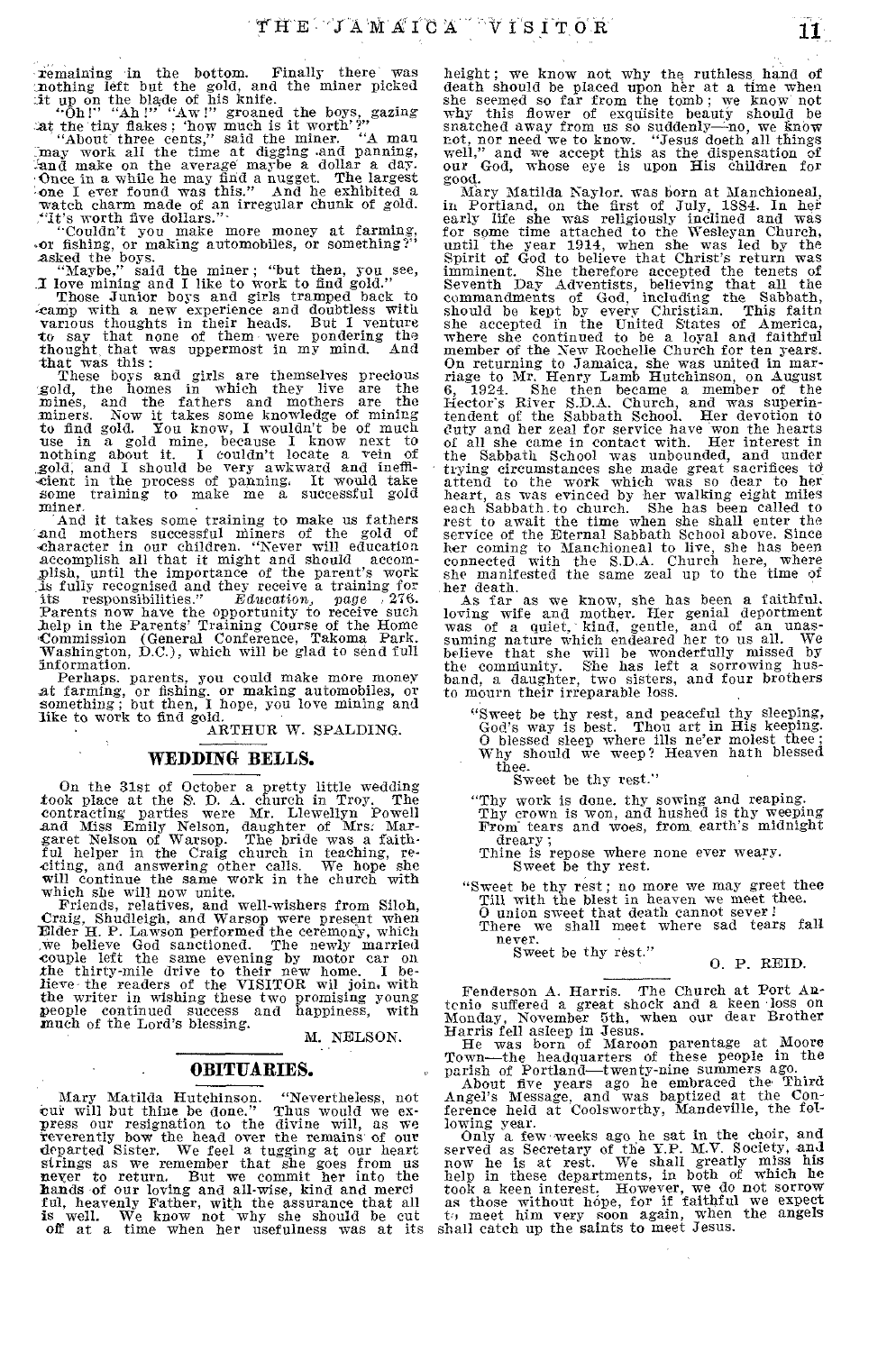remaining in the bottom. Finally there was nothing left but the gold, and the miner picked it up on the blade of his knife.

"Oh!" "Ah!" "Aw!" groaned the boys, gazing at the tiny flakes; 'how much is it worth'?"

"About three cents," said the miner. "A man may work all the time at digging and panning, and make on the average maybe a dollar a day. Once in a while he may find a nugget. The largest one I ever found was this." And he exhibited a watch charm made of an irregular chunk of gold. "It's worth five dollars."

"Couldn't you make more money at farming, or fishing, or making automobiles, or something?" asked the boys.

"Maybe," said the miner; "but then, you see, I love mining and I like to work to find gold."

Those Junior boys and girls tramped back to camp with a new experience and doubtless with various thoughts in their heads. But I venture to say that none of them were pondering the thought that was uppermost in my mind. And that was this:

These boys and girls are themselves precious gold, the homes in which they live are the mines, and the fathers and mothers are the miners. Now it takes some knowledge of mining to find gold. You know, I wouldn't be of much use in a gold mine, because I know next to nothing about it. I couldn't locate a vein of gold, and I should be very awkward and inefficient in the process of panning. It would take some training to make me a successful gold miner.

And it takes some training to make us fathers and mothers successful miners of the gold of character in our children. "Never will education accomplish all that it might and should accomplish, until the importance of the parent's work is fully recognised and they receive a training for its responsibilities." *Education, page* 276. Parents now have the opportunity to receive such help in the Parents' Training Course of the Home Commission (General Conference, Takoma Park, Washington, D.C.), which will be glad to send full information.

Perhaps. parents, you could make more money at farming, or fishing, or making automobiles, or something; but then, I hope, you love mining and like to work to find gold.

ARTHUR W. SPALDING.

## WEDDING BELLS.

On the 31st of October a pretty little wedding took place at the S. D. A. church in Troy. The contracting parties were Mr. Llewellyn Powell and Miss Emily Nelson, daughter of Mrs. Margaret Nelson of Warsop. The bride was a faithful helper in the Craig church in teaching, reciting, and answering other calls. We hope she will continue the same work in the church with which she will now unite.

Friends, relatives, and well-wishers from Siloh, Craig, Shudleigh, and Warsop were present when Elder H. P. Lawson performed the ceremony, which we believe God sanctioned. The newly married couple left the same evening by motor car on the thirty-mile drive to their new home. I believe the readers of the VISITOR wil join, with the writer in wishing these two promising young people continued success and happiness, with much of the Lord's blessing.

M. NELSON.

## OBITUARIES.

Mary Matilda Hutchinson. "Nevertheless, not our will but thine be done." Thus would we express our resignation to the divine will, as we reverently bow the head over the remains of our departed Sister. We feel a tugging at our heart strings as we remember that she goes from us never to return. But we commit her into the hands of our loving and all-wise, kind and merciful, heavenly Father, with the assurance that all is well. We know not why she should be cut off at a time when her usefulness was at its height; we know not why the ruthless hand of death should be placed upon her at a time when she seemed so far from the tomb; we know not why this flower of exquisite beauty should be snatched away from us so suddenly—no, we know not, nor need we to know. "Jesus doeth all things well," and we accept this as the dispensation of our God, whose eye is upon His children for good.

Mary Matilda Naylor. was born at Manchioneal, in Portland, on the first of July, 1884. In her early life she was religiously inclined and was for some time attached to the Wesleyan Church, until the year 1914, when she was led by the Spirit of God to believe that Christ's return was imminent. She therefore accepted the tenets of Seventh Day Adventists, believing that all the commandments of God, including the Sabbath, should be kept by every Christian. This faith she accepted in the United States of America, where she continued to be a loyal and faithful member of the New Rochelle Church for ten years. On returning to Jamaica, she was united in marriage to Mr. Henry Lamb Hutchinson, on August 6, 1924. She then became a member of the Hector's River S.D.A. Church, and was superintendent of the Sabbath School. Her devotion to duty and her zeal for service have won the hearts of all she came in contact with. Her interest in the Sabbath School was unbounded, and under trying circumstances she made great sacrifices to attend to the work which was so dear to her heart, as was evinced by her walking eight miles each Sabbath to church. She has been called to rest to await the time when she shall enter the service of the Eternal Sabbath School above. Since her coming to Manchioneal to live, she has been connected with the S.D.A. Church here, where she manifested the same zeal up to the time of her death.

As far as we know, she has been a faithful, loving wife and mother. Her genial deportment was of a quiet, kind, gentle, and of an unassuming nature which endeared her to us all. We believe that she will be wonderfully missed by the community. She has left a sorrowing husband, a daughter, two sisters, and four brothers to mourn their irreparable loss.

> "Sweet be thy rest, and peaceful thy sleeping,
> God's way is best. Thou art in His keeping.
> O blessed sleep where ills ne'er molest thee;
> Why should we weep? Heaven hath blessed thee.
> Sweet be thy rest."
>
> "Thy work is done. thy sowing and reaping.
> Thy crown is won, and hushed is thy weeping
> From tears and woes, from earth's midnight dreary;
> Thine is repose where none ever weary.
> Sweet be thy rest.
>
> "Sweet be thy rest; no more we may greet thee
> Till with the blest in heaven we meet thee.
> O union sweet that death cannot sever!
> There we shall meet where sad tears fall never.
> Sweet be thy rest."

O. P. REID.

Fenderson A. Harris. The Church at Port Antonio suffered a great shock and a keen loss on Monday, November 5th, when our dear Brother Harris fell asleep in Jesus.

He was born of Maroon parentage at Moore Town—the headquarters of these people in the parish of Portland—twenty-nine summers ago.

About five years ago he embraced the Third Angel's Message, and was baptized at the Conference held at Coolsworthy, Mandeville, the following year.

Only a few weeks ago he sat in the choir, and served as Secretary of the Y.P. M.V. Society, and now he is at rest. We shall greatly miss his help in these departments, in both of which he took a keen interest. However, we do not sorrow as those without hope, for if faithful we expect to meet him very soon again, when the angels shall catch up the saints to meet Jesus.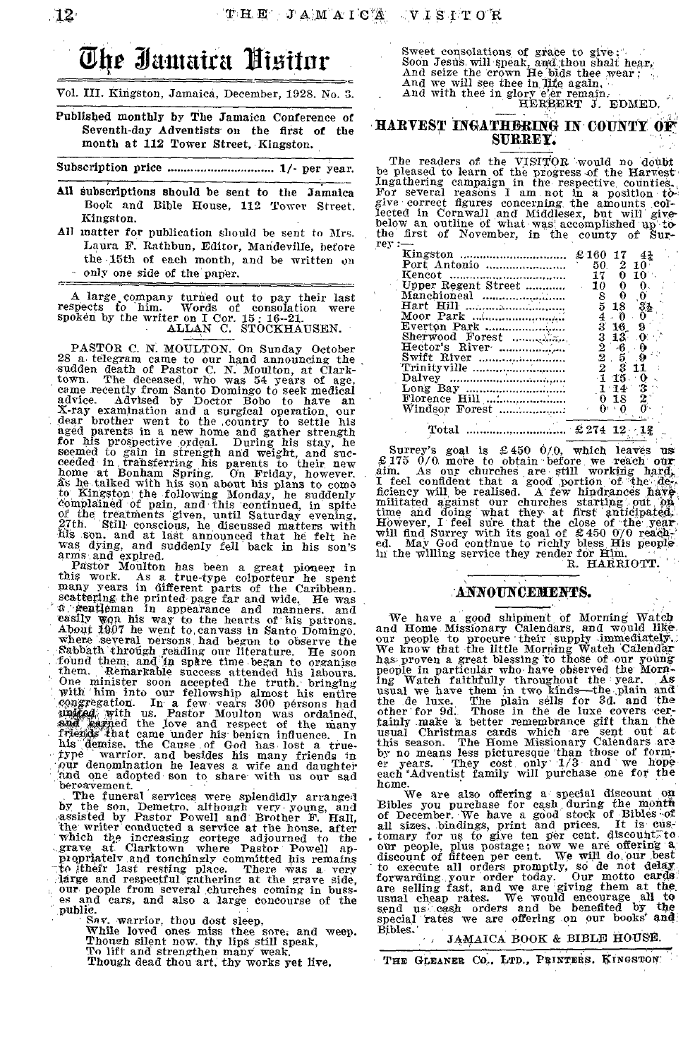# The Jamaica Visitor

Vol. III. Kingston, Jamaica, December, 1928. No. 3.

**Published monthly by The Jamaica Conference of Seventh-day Adventists on the first of the month at 112 Tower Street, Kingston.**

**Subscription price ............................ 1/- per year.**

**All subscriptions should be sent to the Jamaica Book and Bible House, 112 Tower Street, Kingston.**

All matter for publication should be sent to Mrs. Laura F. Rathbun, Editor, Mandeville, before the 15th of each month, and be written on only one side of the paper.

---

A large company turned out to pay their last respects to him. Words of consolation were spoken by the writer on I Cor. 15: 16–21.

ALLAN C. STOCKHAUSEN.

PASTOR C. N. MOULTON. On Sunday October 28 a telegram came to our hand announcing the sudden death of Pastor C. N. Moulton, at Clarktown. The deceased, who was 54 years of age, came recently from Santo Domingo to seek medical advice. Advised by Doctor Bobo to have an X-ray examination and a surgical operation, our dear brother went to the country to settle his aged parents in a new home and gather strength for his prospective ordeal. During his stay, he seemed to gain in strength and weight, and succeeded in transferring his parents to their new home at Bonham Spring. On Friday, however, as he talked with his son about his plans to come to Kingston the following Monday, he suddenly complained of pain, and this continued, in spite of the treatments given, until Saturday evening, 27th. Still conscious, he discussed matters with his son, and at last announced that he felt he was dying, and suddenly fell back in his son's arms and expired.

Pastor Moulton has been a great pioneer in this work. As a true-type colporteur he spent many years in different parts of the Caribbean, scattering the printed page far and wide. He was a gentleman in appearance and manners, and easily won his way to the hearts of his patrons. About 1907 he went to canvass in Santo Domingo, where several persons had begun to observe the Sabbath through reading our literature. He soon found them, and in spare time began to organise them. Remarkable success attended his labours. One minister soon accepted the truth, bringing with him into our fellowship almost his entire congregation. In a few years 300 persons had united with us. Pastor Moulton was ordained, and earned the love and respect of the many friends that came under his benign influence. In his demise, the Cause of God has lost a true-type warrior, and besides his many friends in our denomination he leaves a wife and daughter and one adopted son to share with us our sad bereavement.

The funeral services were splendidly arranged by the son, Demetro, although very young, and assisted by Pastor Powell and Brother F. Hall, the writer conducted a service at the house, after which the increasing cortege adjourned to the grave at Clarktown where Pastor Powell appropriately and touchingly committed his remains to their last resting place. There was a very large and respectful gathering at the grave side, our people from several churches coming in busses and cars, and also a large concourse of the public.

Say, warrior, thou dost sleep,  
While loved ones miss thee sore, and weep.  
Though silent now, thy lips still speak,  
To lift and strengthen many weak.  
Though dead thou art, thy works yet live,  
Sweet consolations of grace to give:  
Soon Jesus will speak, and thou shalt hear,  
And seize the crown He bids thee wear;  
And we will see thee in life again,  
And with thee in glory e'er remain.

HERBERT J. EDMED.

## HARVEST INGATHERING IN COUNTY OF SURREY.

The readers of the VISITOR would no doubt be pleased to learn of the progress of the Harvest Ingathering campaign in the respective counties. For several reasons I am not in a position to give correct figures concerning the amounts collected in Cornwall and Middlesex, but will give below an outline of what was accomplished up to the first of November, in the county of Surrey:—

| | £ | s | d |
|---|---|---|---|
| Kingston | 160 | 17 | 4½ |
| Port Antonio | 50 | 2 | 10 |
| Kencot | 17 | 0 | 10 |
| Upper Regent Street | 10 | 0 | 0 |
| Manchioneal | 8 | 0 | 0 |
| Hart Hill | 5 | 18 | 3½ |
| Moor Park | 4 | 0 | 0 |
| Everton Park | 3 | 16 | 9 |
| Sherwood Forest | 3 | 13 | 0 |
| Hector's River | 2 | 6 | 0 |
| Swift River | 2 | 5 | 9 |
| Trinityville | 2 | 3 | 11 |
| Dalvey | 1 | 15 | 0 |
| Long Bay | 1 | 14 | 3 |
| Florence Hill | 0 | 18 | 2 |
| Windsor Forest | 0 | 0 | 0 |
| Total | £274 | 12 | 1½ |

Surrey's goal is £450 0/0, which leaves us £175 0/0 more to obtain before we reach our aim. As our churches are still working hard, I feel confident that a good portion of the deficiency will be realised. A few hindrances have militated against our churches starting out on time and doing what they at first anticipated. However, I feel sure that the close of the year will find Surrey with its goal of £450 0/0 reached. May God continue to richly bless His people in the willing service they render for Him.

R. HARRIOTT.

## ANNOUNCEMENTS.

We have a good shipment of Morning Watch and Home Missionary Calendars, and would like our people to procure their supply immediately. We know that the little Morning Watch Calendar has proven a great blessing to those of our young people in particular who have observed the Morning Watch faithfully throughout the year. As usual we have them in two kinds—the plain and the de luxe. The plain sells for 3d. and the other for 9d. Those in the de luxe covers certainly make a better remembrance gift than the usual Christmas cards which are sent out at this season. The Home Missionary Calendars are by no means less picturesque than those of former years. They cost only 1/3 and we hope each Adventist family will purchase one for the home.

We are also offering a special discount on Bibles you purchase for cash during the month of December. We have a good stock of Bibles of all sizes, bindings, print and prices. It is customary for us to give ten per cent. discount to our people, plus postage; now we are offering a discount of fifteen per cent. We will do our best to execute all orders promptly, so do not delay forwarding your order today. Our motto cards are selling fast, and we are giving them at the usual cheap rates. We would encourage all to send us cash orders and be benefited by the special rates we are offering on our books and Bibles.

JAMAICA BOOK & BIBLE HOUSE.

---

THE GLEANER CO., LTD., PRINTERS, KINGSTON